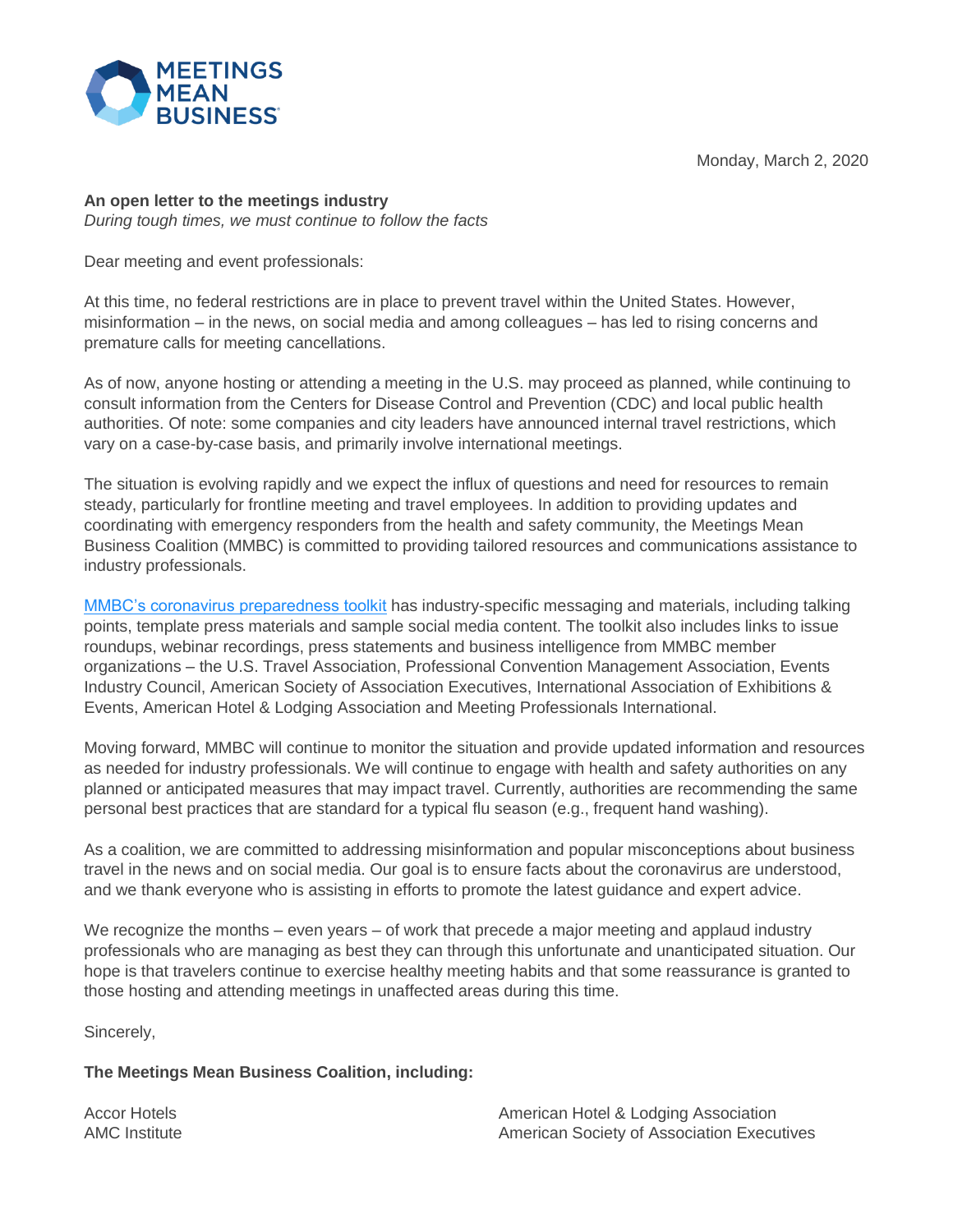MEETINGS MEAN BUSINESS

Monday, March 2, 2020

**An open letter to the meetings industry**
*During tough times, we must continue to follow the facts*

Dear meeting and event professionals:

At this time, no federal restrictions are in place to prevent travel within the United States. However, misinformation – in the news, on social media and among colleagues – has led to rising concerns and premature calls for meeting cancellations.

As of now, anyone hosting or attending a meeting in the U.S. may proceed as planned, while continuing to consult information from the Centers for Disease Control and Prevention (CDC) and local public health authorities. Of note: some companies and city leaders have announced internal travel restrictions, which vary on a case-by-case basis, and primarily involve international meetings.

The situation is evolving rapidly and we expect the influx of questions and need for resources to remain steady, particularly for frontline meeting and travel employees. In addition to providing updates and coordinating with emergency responders from the health and safety community, the Meetings Mean Business Coalition (MMBC) is committed to providing tailored resources and communications assistance to industry professionals.

MMBC's coronavirus preparedness toolkit has industry-specific messaging and materials, including talking points, template press materials and sample social media content. The toolkit also includes links to issue roundups, webinar recordings, press statements and business intelligence from MMBC member organizations – the U.S. Travel Association, Professional Convention Management Association, Events Industry Council, American Society of Association Executives, International Association of Exhibitions & Events, American Hotel & Lodging Association and Meeting Professionals International.

Moving forward, MMBC will continue to monitor the situation and provide updated information and resources as needed for industry professionals. We will continue to engage with health and safety authorities on any planned or anticipated measures that may impact travel. Currently, authorities are recommending the same personal best practices that are standard for a typical flu season (e.g., frequent hand washing).

As a coalition, we are committed to addressing misinformation and popular misconceptions about business travel in the news and on social media. Our goal is to ensure facts about the coronavirus are understood, and we thank everyone who is assisting in efforts to promote the latest guidance and expert advice.

We recognize the months – even years – of work that precede a major meeting and applaud industry professionals who are managing as best they can through this unfortunate and unanticipated situation. Our hope is that travelers continue to exercise healthy meeting habits and that some reassurance is granted to those hosting and attending meetings in unaffected areas during this time.

Sincerely,

**The Meetings Mean Business Coalition, including:**

Accor Hotels
AMC Institute
American Hotel & Lodging Association
American Society of Association Executives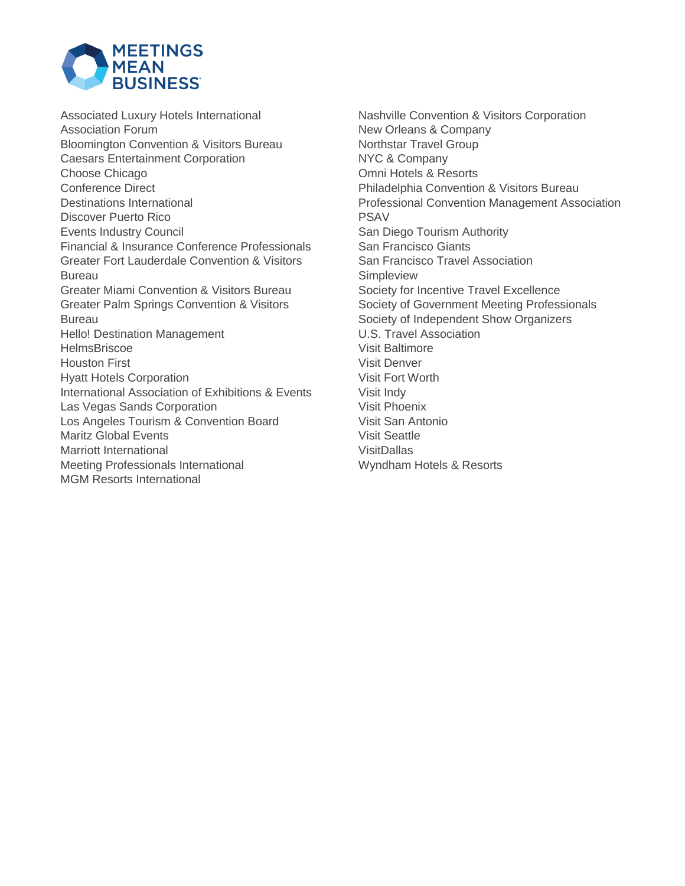**MEETINGS MEAN BUSINESS**

Associated Luxury Hotels International
Association Forum
Bloomington Convention & Visitors Bureau
Caesars Entertainment Corporation
Choose Chicago
Conference Direct
Destinations International
Discover Puerto Rico
Events Industry Council
Financial & Insurance Conference Professionals
Greater Fort Lauderdale Convention & Visitors Bureau
Greater Miami Convention & Visitors Bureau
Greater Palm Springs Convention & Visitors Bureau
Hello! Destination Management
HelmsBriscoe
Houston First
Hyatt Hotels Corporation
International Association of Exhibitions & Events
Las Vegas Sands Corporation
Los Angeles Tourism & Convention Board
Maritz Global Events
Marriott International
Meeting Professionals International
MGM Resorts International
Nashville Convention & Visitors Corporation
New Orleans & Company
Northstar Travel Group
NYC & Company
Omni Hotels & Resorts
Philadelphia Convention & Visitors Bureau
Professional Convention Management Association
PSAV
San Diego Tourism Authority
San Francisco Giants
San Francisco Travel Association
Simpleview
Society for Incentive Travel Excellence
Society of Government Meeting Professionals
Society of Independent Show Organizers
U.S. Travel Association
Visit Baltimore
Visit Denver
Visit Fort Worth
Visit Indy
Visit Phoenix
Visit San Antonio
Visit Seattle
VisitDallas
Wyndham Hotels & Resorts